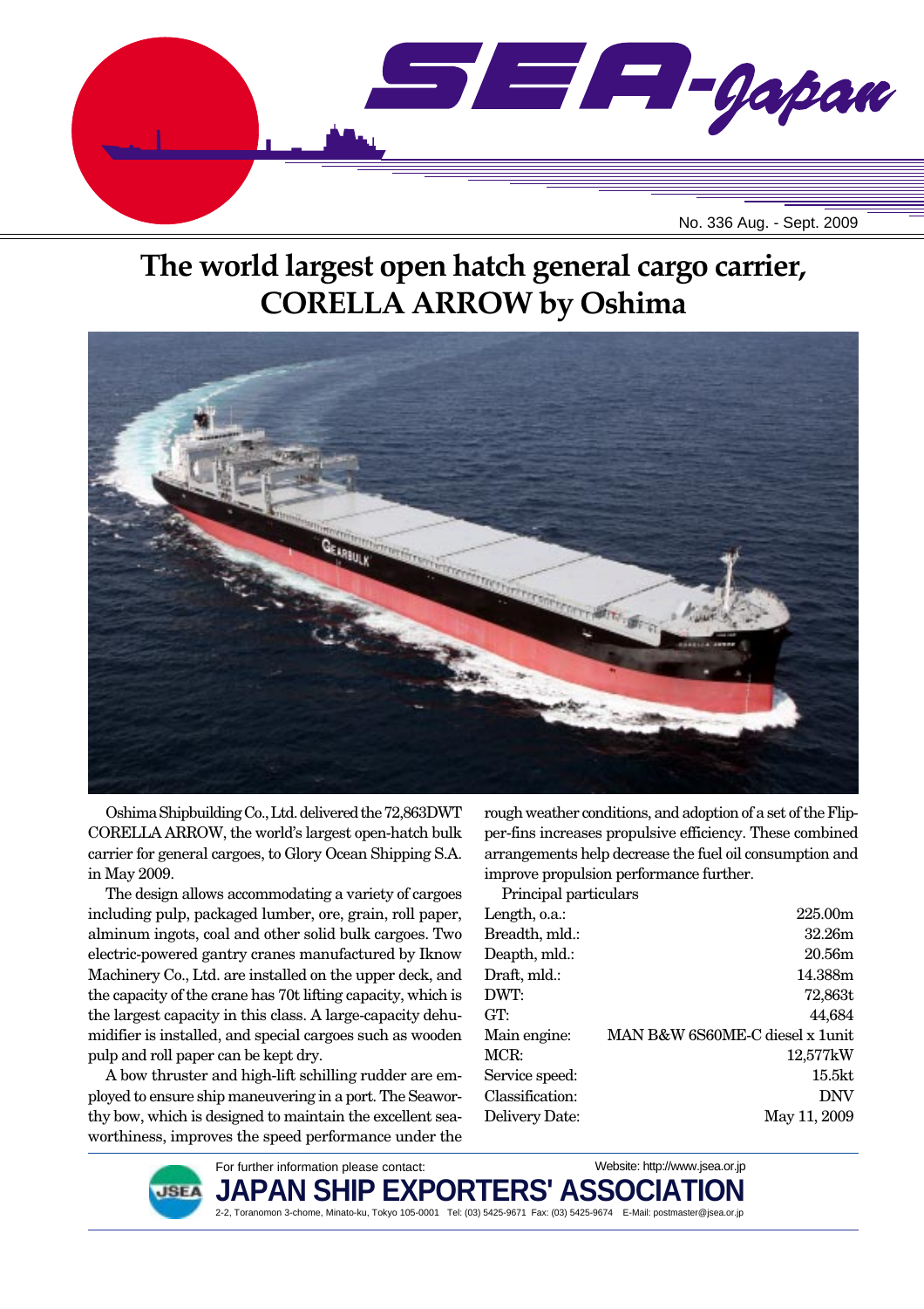No. 336 Aug. - Sept. 2009

# The world largest open hatch general cargo carrier, CORELLA ARROW by Oshima

Oshima Shipbuilding Co., Ltd. delivered the 72,863DWT CORELLA ARROW, the world's largest open-hatch bulk carrier for general cargoes, to Glory Ocean Shipping S.A. in May 2009.

The design allows accommodating a variety of cargoes including pulp, packaged lumber, ore, grain, roll paper, alminum ingots, coal and other solid bulk cargoes. Two electric-powered gantry cranes manufactured by Iknow Machinery Co., Ltd. are installed on the upper deck, and the capacity of the crane has 70t lifting capacity, which is the largest capacity in this class. A large-capacity dehumidifier is installed, and special cargoes such as wooden pulp and roll paper can be kept dry.

A bow thruster and high-lift schilling rudder are employed to ensure ship maneuvering in a port. The Seaworthy bow, which is designed to maintain the excellent seaworthiness, improves the speed performance under the rough weather conditions, and adoption of a set of the Flipper-fins increases propulsive efficiency. These combined arrangements help decrease the fuel oil consumption and improve propulsion performance further.

Principal particulars

| | |
|---|---|
| Length, o.a.: | 225.00m |
| Breadth, mld.: | 32.26m |
| Deapth, mld.: | 20.56m |
| Draft, mld.: | 14.388m |
| DWT: | 72,863t |
| GT: | 44,684 |
| Main engine: | MAN B&W 6S60ME-C diesel x 1unit |
| MCR: | 12,577kW |
| Service speed: | 15.5kt |
| Classification: | DNV |
| Delivery Date: | May 11, 2009 |

For further information please contact:

Website: http://www.jsea.or.jp

**JAPAN SHIP EXPORTERS' ASSOCIATION**

2-2, Toranomon 3-chome, Minato-ku, Tokyo 105-0001 Tel: (03) 5425-9671 Fax: (03) 5425-9674 E-Mail: postmaster@jsea.or.jp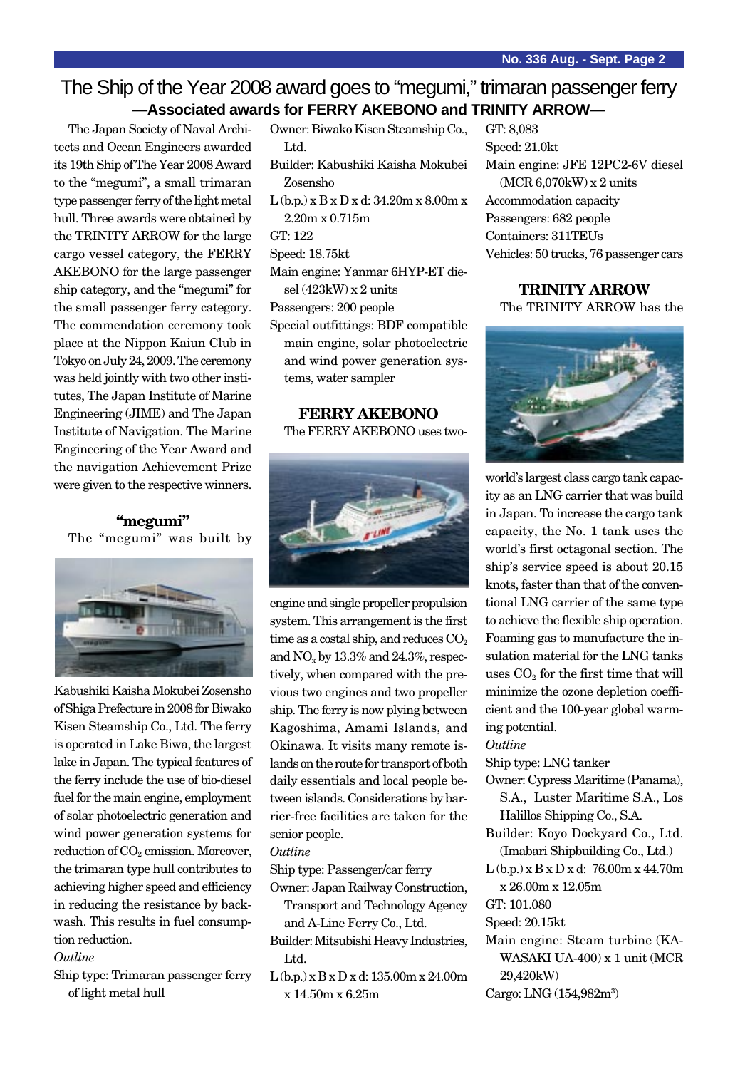# The Ship of the Year 2008 award goes to "megumi," trimaran passenger ferry

## —Associated awards for FERRY AKEBONO and TRINITY ARROW—

The Japan Society of Naval Architects and Ocean Engineers awarded its 19th Ship of The Year 2008 Award to the "megumi", a small trimaran type passenger ferry of the light metal hull. Three awards were obtained by the TRINITY ARROW for the large cargo vessel category, the FERRY AKEBONO for the large passenger ship category, and the "megumi" for the small passenger ferry category. The commendation ceremony took place at the Nippon Kaiun Club in Tokyo on July 24, 2009. The ceremony was held jointly with two other institutes, The Japan Institute of Marine Engineering (JIME) and The Japan Institute of Navigation. The Marine Engineering of the Year Award and the navigation Achievement Prize were given to the respective winners.

### "megumi"

The "megumi" was built by Kabushiki Kaisha Mokubei Zosensho of Shiga Prefecture in 2008 for Biwako Kisen Steamship Co., Ltd. The ferry is operated in Lake Biwa, the largest lake in Japan. The typical features of the ferry include the use of bio-diesel fuel for the main engine, employment of solar photoelectric generation and wind power generation systems for reduction of $CO_2$ emission. Moreover, the trimaran type hull contributes to achieving higher speed and efficiency in reducing the resistance by backwash. This results in fuel consumption reduction.

*Outline*

Ship type: Trimaran passenger ferry of light metal hull
Owner: Biwako Kisen Steamship Co., Ltd.
Builder: Kabushiki Kaisha Mokubei Zosensho
L (b.p.) x B x D x d: 34.20m x 8.00m x 2.20m x 0.715m
GT: 122
Speed: 18.75kt
Main engine: Yanmar 6HYP-ET diesel (423kW) x 2 units
Passengers: 200 people
Special outfittings: BDF compatible main engine, solar photoelectric and wind power generation systems, water sampler

### FERRY AKEBONO

The FERRY AKEBONO uses two-engine and single propeller propulsion system. This arrangement is the first time as a costal ship, and reduces $CO_2$ and $NO_x$ by 13.3% and 24.3%, respectively, when compared with the previous two engines and two propeller ship. The ferry is now plying between Kagoshima, Amami Islands, and Okinawa. It visits many remote islands on the route for transport of both daily essentials and local people between islands. Considerations by barrier-free facilities are taken for the senior people.

*Outline*

Ship type: Passenger/car ferry
Owner: Japan Railway Construction, Transport and Technology Agency and A-Line Ferry Co., Ltd.
Builder: Mitsubishi Heavy Industries, Ltd.
L (b.p.) x B x D x d: 135.00m x 24.00m x 14.50m x 6.25m
GT: 8,083
Speed: 21.0kt
Main engine: JFE 12PC2-6V diesel (MCR 6,070kW) x 2 units
Accommodation capacity
Passengers: 682 people
Containers: 311TEUs
Vehicles: 50 trucks, 76 passenger cars

### TRINITY ARROW

The TRINITY ARROW has the world's largest class cargo tank capacity as an LNG carrier that was build in Japan. To increase the cargo tank capacity, the No. 1 tank uses the world's first octagonal section. The ship's service speed is about 20.15 knots, faster than that of the conventional LNG carrier of the same type to achieve the flexible ship operation. Foaming gas to manufacture the insulation material for the LNG tanks uses $CO_2$ for the first time that will minimize the ozone depletion coefficient and the 100-year global warming potential.

*Outline*

Ship type: LNG tanker
Owner: Cypress Maritime (Panama), S.A., Luster Maritime S.A., Los Halillos Shipping Co., S.A.
Builder: Koyo Dockyard Co., Ltd. (Imabari Shipbuilding Co., Ltd.)
L (b.p.) x B x D x d: 76.00m x 44.70m x 26.00m x 12.05m
GT: 101.080
Speed: 20.15kt
Main engine: Steam turbine (KAWASAKI UA-400) x 1 unit (MCR 29,420kW)
Cargo: LNG (154,982$m^3$)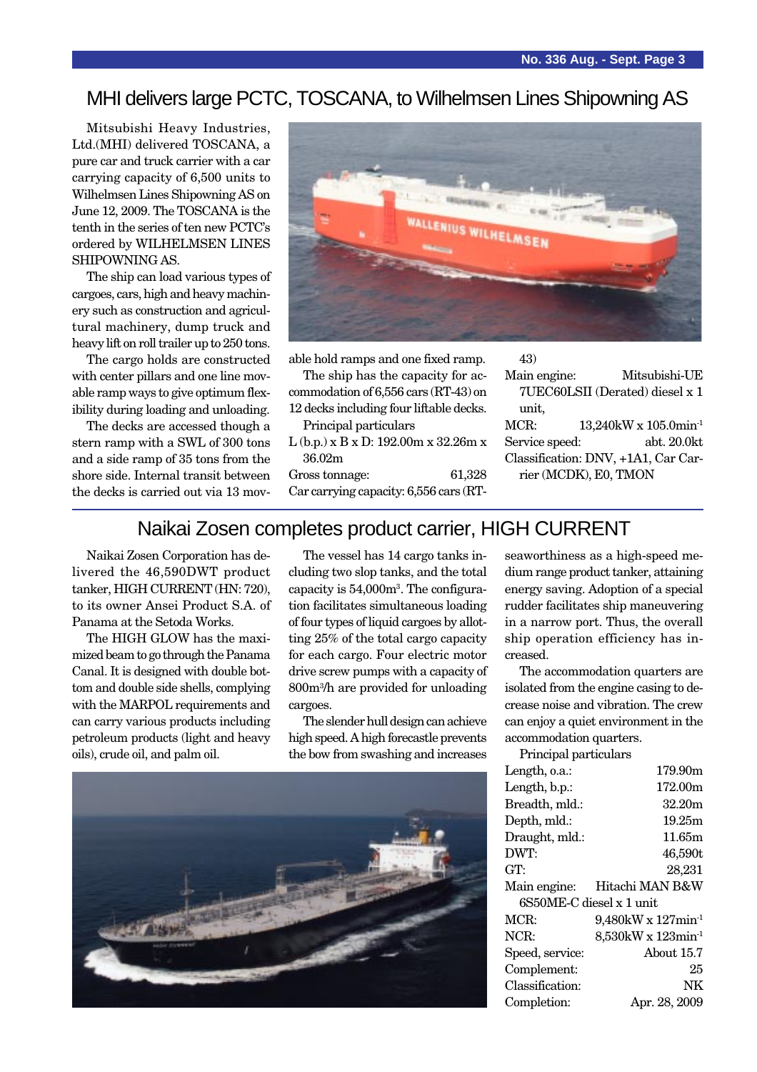# MHI delivers large PCTC, TOSCANA, to Wilhelmsen Lines Shipowning AS

Mitsubishi Heavy Industries, Ltd.(MHI) delivered TOSCANA, a pure car and truck carrier with a car carrying capacity of 6,500 units to Wilhelmsen Lines Shipowning AS on June 12, 2009. The TOSCANA is the tenth in the series of ten new PCTC's ordered by WILHELMSEN LINES SHIPOWNING AS.

The ship can load various types of cargoes, cars, high and heavy machinery such as construction and agricultural machinery, dump truck and heavy lift on roll trailer up to 250 tons.

The cargo holds are constructed with center pillars and one line movable ramp ways to give optimum flexibility during loading and unloading.

The decks are accessed though a stern ramp with a SWL of 300 tons and a side ramp of 35 tons from the shore side. Internal transit between the decks is carried out via 13 movable hold ramps and one fixed ramp.

The ship has the capacity for accommodation of 6,556 cars (RT-43) on 12 decks including four liftable decks.

Principal particulars

L (b.p.) x B x D: 192.00m x 32.26m x 36.02m
Gross tonnage: 61,328
Car carrying capacity: 6,556 cars (RT-43)
Main engine: Mitsubishi-UE 7UEC60LSII (Derated) diesel x 1 unit,
MCR: 13,240kW x 105.0min$^{-1}$
Service speed: abt. 20.0kt
Classification: DNV, +1A1, Car Carrier (MCDK), E0, TMON

# Naikai Zosen completes product carrier, HIGH CURRENT

Naikai Zosen Corporation has delivered the 46,590DWT product tanker, HIGH CURRENT (HN: 720), to its owner Ansei Product S.A. of Panama at the Setoda Works.

The HIGH GLOW has the maximized beam to go through the Panama Canal. It is designed with double bottom and double side shells, complying with the MARPOL requirements and can carry various products including petroleum products (light and heavy oils), crude oil, and palm oil.

The vessel has 14 cargo tanks including two slop tanks, and the total capacity is 54,000m$^3$. The configuration facilitates simultaneous loading of four types of liquid cargoes by allotting 25% of the total cargo capacity for each cargo. Four electric motor drive screw pumps with a capacity of 800m$^3$/h are provided for unloading cargoes.

The slender hull design can achieve high speed. A high forecastle prevents the bow from swashing and increases seaworthiness as a high-speed medium range product tanker, attaining energy saving. Adoption of a special rudder facilitates ship maneuvering in a narrow port. Thus, the overall ship operation efficiency has increased.

The accommodation quarters are isolated from the engine casing to decrease noise and vibration. The crew can enjoy a quiet environment in the accommodation quarters.

Principal particulars

Length, o.a.: 179.90m
Length, b.p.: 172.00m
Breadth, mld.: 32.20m
Depth, mld.: 19.25m
Draught, mld.: 11.65m
DWT: 46,590t
GT: 28,231
Main engine: Hitachi MAN B&W 6S50ME-C diesel x 1 unit
MCR: 9,480kW x 127min$^{-1}$
NCR: 8,530kW x 123min$^{-1}$
Speed, service: About 15.7
Complement: 25
Classification: NK
Completion: Apr. 28, 2009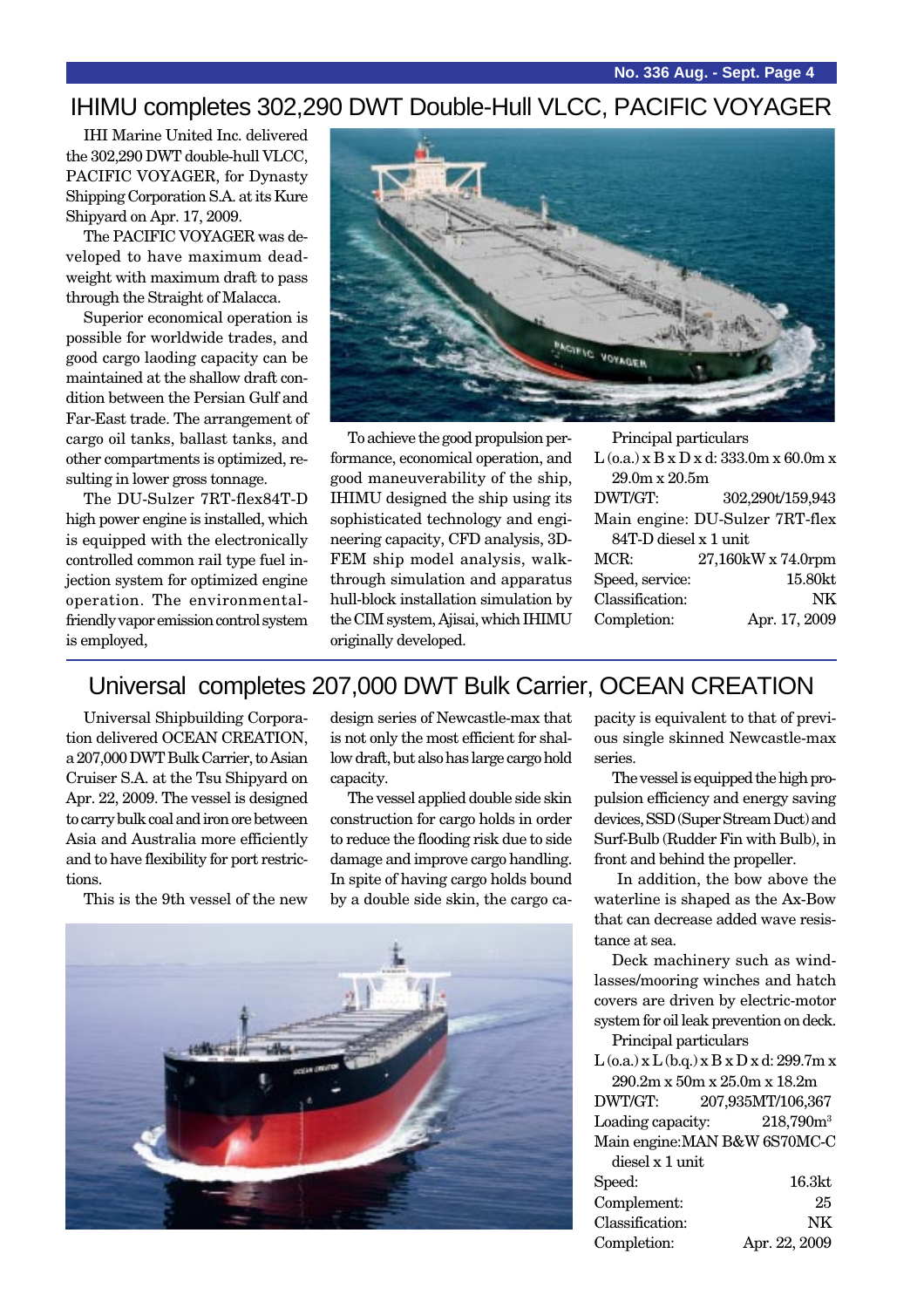## IHIMU completes 302,290 DWT Double-Hull VLCC, PACIFIC VOYAGER

IHI Marine United Inc. delivered the 302,290 DWT double-hull VLCC, PACIFIC VOYAGER, for Dynasty Shipping Corporation S.A. at its Kure Shipyard on Apr. 17, 2009.

The PACIFIC VOYAGER was developed to have maximum deadweight with maximum draft to pass through the Straight of Malacca.

Superior economical operation is possible for worldwide trades, and good cargo laoding capacity can be maintained at the shallow draft condition between the Persian Gulf and Far-East trade. The arrangement of cargo oil tanks, ballast tanks, and other compartments is optimized, resulting in lower gross tonnage.

The DU-Sulzer 7RT-flex84T-D high power engine is installed, which is equipped with the electronically controlled common rail type fuel injection system for optimized engine operation. The environmental-friendly vapor emission control system is employed,

To achieve the good propulsion performance, economical operation, and good maneuverability of the ship, IHIMU designed the ship using its sophisticated technology and engineering capacity, CFD analysis, 3D-FEM ship model analysis, walk-through simulation and apparatus hull-block installation simulation by the CIM system, Ajisai, which IHIMU originally developed.

Principal particulars

L (o.a.) x B x D x d: 333.0m x 60.0m x 29.0m x 20.5m

| | |
|---|---|
| DWT/GT: | 302,290t/159,943 |
| Main engine: | DU-Sulzer 7RT-flex 84T-D diesel x 1 unit |
| MCR: | 27,160kW x 74.0rpm |
| Speed, service: | 15.80kt |
| Classification: | NK |
| Completion: | Apr. 17, 2009 |

## Universal completes 207,000 DWT Bulk Carrier, OCEAN CREATION

Universal Shipbuilding Corporation delivered OCEAN CREATION, a 207,000 DWT Bulk Carrier, to Asian Cruiser S.A. at the Tsu Shipyard on Apr. 22, 2009. The vessel is designed to carry bulk coal and iron ore between Asia and Australia more efficiently and to have flexibility for port restrictions.

This is the 9th vessel of the new design series of Newcastle-max that is not only the most efficient for shallow draft, but also has large cargo hold capacity.

The vessel applied double side skin construction for cargo holds in order to reduce the flooding risk due to side damage and improve cargo handling. In spite of having cargo holds bound by a double side skin, the cargo capacity is equivalent to that of previous single skinned Newcastle-max series.

The vessel is equipped the high propulsion efficiency and energy saving devices, SSD (Super Stream Duct) and Surf-Bulb (Rudder Fin with Bulb), in front and behind the propeller.

In addition, the bow above the waterline is shaped as the Ax-Bow that can decrease added wave resistance at sea.

Deck machinery such as windlasses/mooring winches and hatch covers are driven by electric-motor system for oil leak prevention on deck.

Principal particulars

L (o.a.) x L (b.q.) x B x D x d: 299.7m x 290.2m x 50m x 25.0m x 18.2m

| | |
|---|---|
| DWT/GT: | 207,935MT/106,367 |
| Loading capacity: | 218,790m³ |
| Main engine: | MAN B&W 6S70MC-C diesel x 1 unit |
| Speed: | 16.3kt |
| Complement: | 25 |
| Classification: | NK |
| Completion: | Apr. 22, 2009 |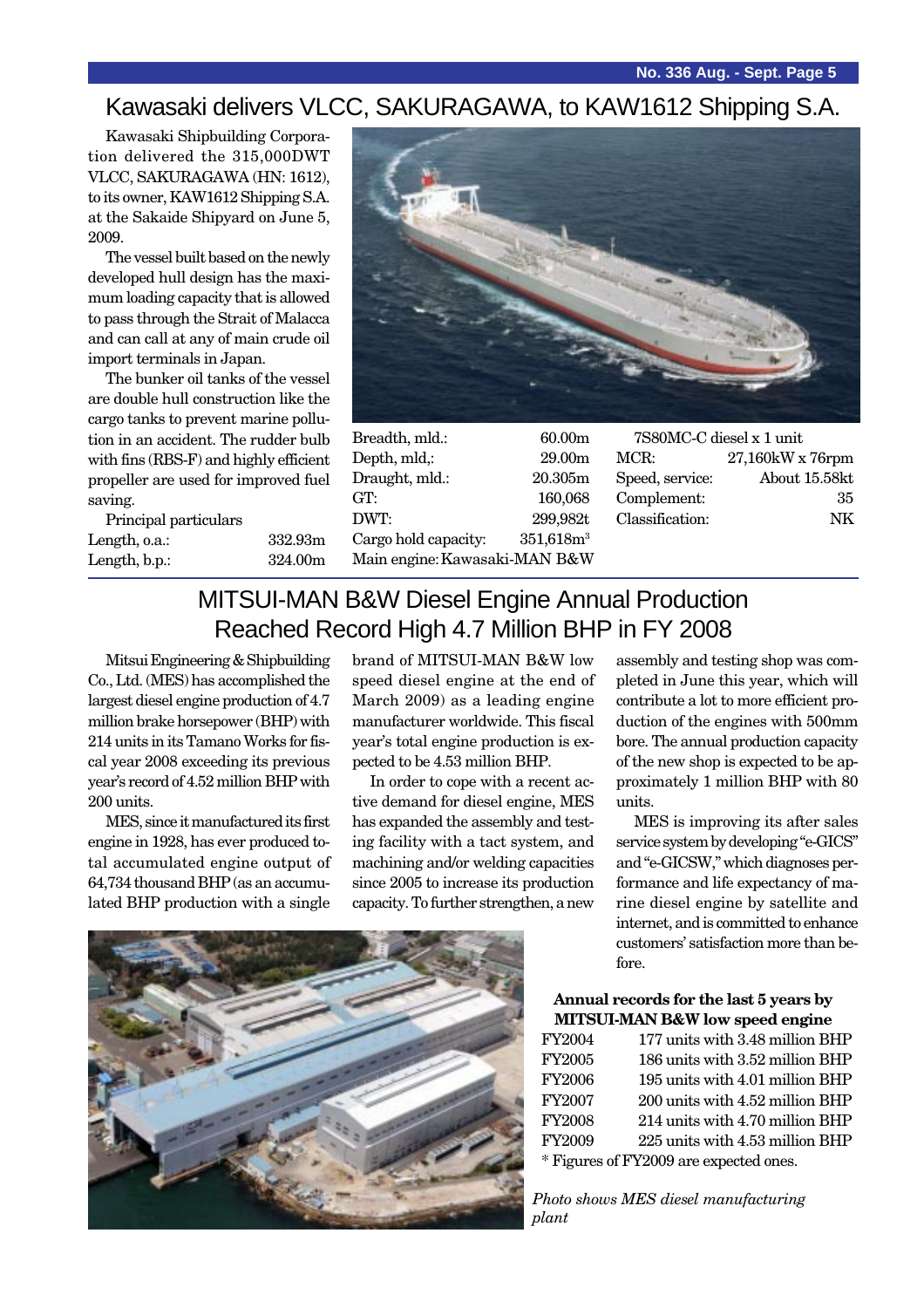## Kawasaki delivers VLCC, SAKURAGAWA, to KAW1612 Shipping S.A.

Kawasaki Shipbuilding Corporation delivered the 315,000DWT VLCC, SAKURAGAWA (HN: 1612), to its owner, KAW1612 Shipping S.A. at the Sakaide Shipyard on June 5, 2009.

The vessel built based on the newly developed hull design has the maximum loading capacity that is allowed to pass through the Strait of Malacca and can call at any of main crude oil import terminals in Japan.

The bunker oil tanks of the vessel are double hull construction like the cargo tanks to prevent marine pollution in an accident. The rudder bulb with fins (RBS-F) and highly efficient propeller are used for improved fuel saving.

Principal particulars

| | |
|---|---|
| Length, o.a.: | 332.93m |
| Length, b.p.: | 324.00m |
| Breadth, mld.: | 60.00m |
| Depth, mld,: | 29.00m |
| Draught, mld.: | 20.305m |
| GT: | 160,068 |
| DWT: | 299,982t |
| Cargo hold capacity: | $351,618m^3$ |
| Main engine: | Kawasaki-MAN B&W 7S80MC-C diesel x 1 unit |
| MCR: | 27,160kW x 76rpm |
| Speed, service: | About 15.58kt |
| Complement: | 35 |
| Classification: | NK |

## MITSUI-MAN B&W Diesel Engine Annual Production Reached Record High 4.7 Million BHP in FY 2008

Mitsui Engineering & Shipbuilding Co., Ltd. (MES) has accomplished the largest diesel engine production of 4.7 million brake horsepower (BHP) with 214 units in its Tamano Works for fiscal year 2008 exceeding its previous year's record of 4.52 million BHP with 200 units.

MES, since it manufactured its first engine in 1928, has ever produced total accumulated engine output of 64,734 thousand BHP (as an accumulated BHP production with a single brand of MITSUI-MAN B&W low speed diesel engine at the end of March 2009) as a leading engine manufacturer worldwide. This fiscal year's total engine production is expected to be 4.53 million BHP.

In order to cope with a recent active demand for diesel engine, MES has expanded the assembly and testing facility with a tact system, and machining and/or welding capacities since 2005 to increase its production capacity. To further strengthen, a new assembly and testing shop was completed in June this year, which will contribute a lot to more efficient production of the engines with 500mm bore. The annual production capacity of the new shop is expected to be approximately 1 million BHP with 80 units.

MES is improving its after sales service system by developing "e-GICS" and "e-GICSW," which diagnoses performance and life expectancy of marine diesel engine by satellite and internet, and is committed to enhance customers' satisfaction more than before.

**Annual records for the last 5 years by MITSUI-MAN B&W low speed engine**

| | |
|---|---|
| FY2004 | 177 units with 3.48 million BHP |
| FY2005 | 186 units with 3.52 million BHP |
| FY2006 | 195 units with 4.01 million BHP |
| FY2007 | 200 units with 4.52 million BHP |
| FY2008 | 214 units with 4.70 million BHP |
| FY2009 | 225 units with 4.53 million BHP |

* Figures of FY2009 are expected ones.

*Photo shows MES diesel manufacturing plant*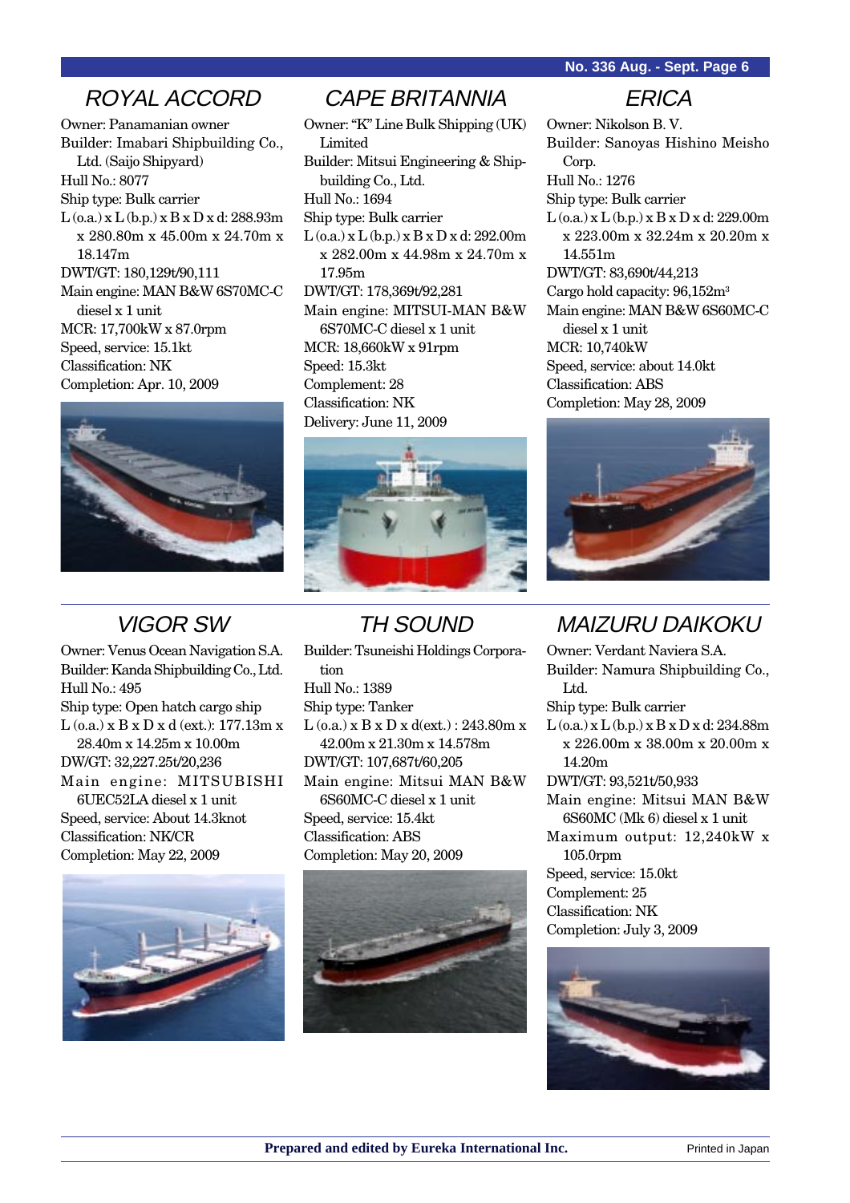## ROYAL ACCORD

Owner: Panamanian owner
Builder: Imabari Shipbuilding Co., Ltd. (Saijo Shipyard)
Hull No.: 8077
Ship type: Bulk carrier
L (o.a.) x L (b.p.) x B x D x d: 288.93m x 280.80m x 45.00m x 24.70m x 18.147m
DWT/GT: 180,129t/90,111
Main engine: MAN B&W 6S70MC-C diesel x 1 unit
MCR: 17,700kW x 87.0rpm
Speed, service: 15.1kt
Classification: NK
Completion: Apr. 10, 2009

## CAPE BRITANNIA

Owner: "K" Line Bulk Shipping (UK) Limited
Builder: Mitsui Engineering & Shipbuilding Co., Ltd.
Hull No.: 1694
Ship type: Bulk carrier
L (o.a.) x L (b.p.) x B x D x d: 292.00m x 282.00m x 44.98m x 24.70m x 17.95m
DWT/GT: 178,369t/92,281
Main engine: MITSUI-MAN B&W 6S70MC-C diesel x 1 unit
MCR: 18,660kW x 91rpm
Speed: 15.3kt
Complement: 28
Classification: NK
Delivery: June 11, 2009

## ERICA

Owner: Nikolson B. V.
Builder: Sanoyas Hishino Meisho Corp.
Hull No.: 1276
Ship type: Bulk carrier
L (o.a.) x L (b.p.) x B x D x d: 229.00m x 223.00m x 32.24m x 20.20m x 14.551m
DWT/GT: 83,690t/44,213
Cargo hold capacity: 96,152m$^3$
Main engine: MAN B&W 6S60MC-C diesel x 1 unit
MCR: 10,740kW
Speed, service: about 14.0kt
Classification: ABS
Completion: May 28, 2009

## VIGOR SW

Owner: Venus Ocean Navigation S.A.
Builder: Kanda Shipbuilding Co., Ltd.
Hull No.: 495
Ship type: Open hatch cargo ship
L (o.a.) x B x D x d (ext.): 177.13m x 28.40m x 14.25m x 10.00m
DW/GT: 32,227.25t/20,236
Main engine: MITSUBISHI 6UEC52LA diesel x 1 unit
Speed, service: About 14.3knot
Classification: NK/CR
Completion: May 22, 2009

## TH SOUND

Builder: Tsuneishi Holdings Corporation
Hull No.: 1389
Ship type: Tanker
L (o.a.) x B x D x d(ext.) : 243.80m x 42.00m x 21.30m x 14.578m
DWT/GT: 107,687t/60,205
Main engine: Mitsui MAN B&W 6S60MC-C diesel x 1 unit
Speed, service: 15.4kt
Classification: ABS
Completion: May 20, 2009

## MAIZURU DAIKOKU

Owner: Verdant Naviera S.A.
Builder: Namura Shipbuilding Co., Ltd.
Ship type: Bulk carrier
L (o.a.) x L (b.p.) x B x D x d: 234.88m x 226.00m x 38.00m x 20.00m x 14.20m
DWT/GT: 93,521t/50,933
Main engine: Mitsui MAN B&W 6S60MC (Mk 6) diesel x 1 unit
Maximum output: 12,240kW x 105.0rpm
Speed, service: 15.0kt
Complement: 25
Classification: NK
Completion: July 3, 2009

Prepared and edited by Eureka International Inc.